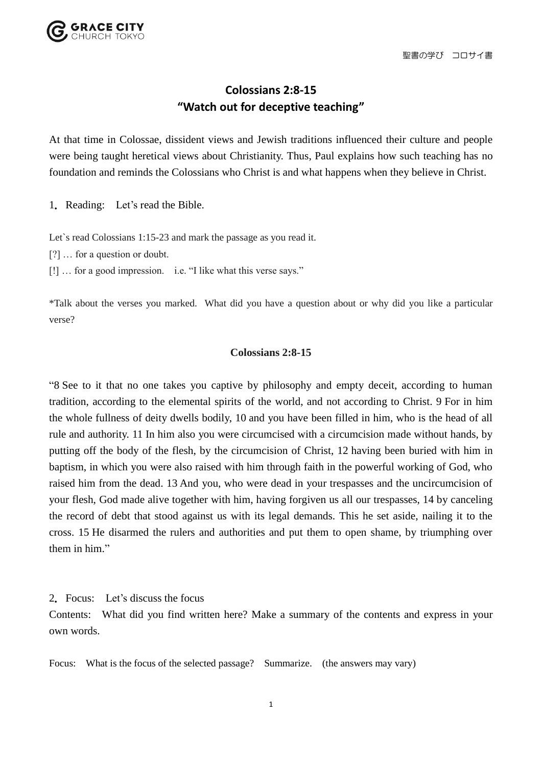# Colossians 2:8-15
## "Watch out for deceptive teaching"

At that time in Colossae, dissident views and Jewish traditions influenced their culture and people were being taught heretical views about Christianity. Thus, Paul explains how such teaching has no foundation and reminds the Colossians who Christ is and what happens when they believe in Christ.

1. Reading: Let's read the Bible.

Let`s read Colossians 1:15-23 and mark the passage as you read it.

[?] … for a question or doubt.

[!] … for a good impression. i.e. "I like what this verse says."

*Talk about the verses you marked. What did you have a question about or why did you like a particular verse?

**Colossians 2:8-15**

"8 See to it that no one takes you captive by philosophy and empty deceit, according to human tradition, according to the elemental spirits of the world, and not according to Christ. 9 For in him the whole fullness of deity dwells bodily, 10 and you have been filled in him, who is the head of all rule and authority. 11 In him also you were circumcised with a circumcision made without hands, by putting off the body of the flesh, by the circumcision of Christ, 12 having been buried with him in baptism, in which you were also raised with him through faith in the powerful working of God, who raised him from the dead. 13 And you, who were dead in your trespasses and the uncircumcision of your flesh, God made alive together with him, having forgiven us all our trespasses, 14 by canceling the record of debt that stood against us with its legal demands. This he set aside, nailing it to the cross. 15 He disarmed the rulers and authorities and put them to open shame, by triumphing over them in him."

2. Focus: Let's discuss the focus

Contents: What did you find written here? Make a summary of the contents and express in your own words.

Focus: What is the focus of the selected passage? Summarize. (the answers may vary)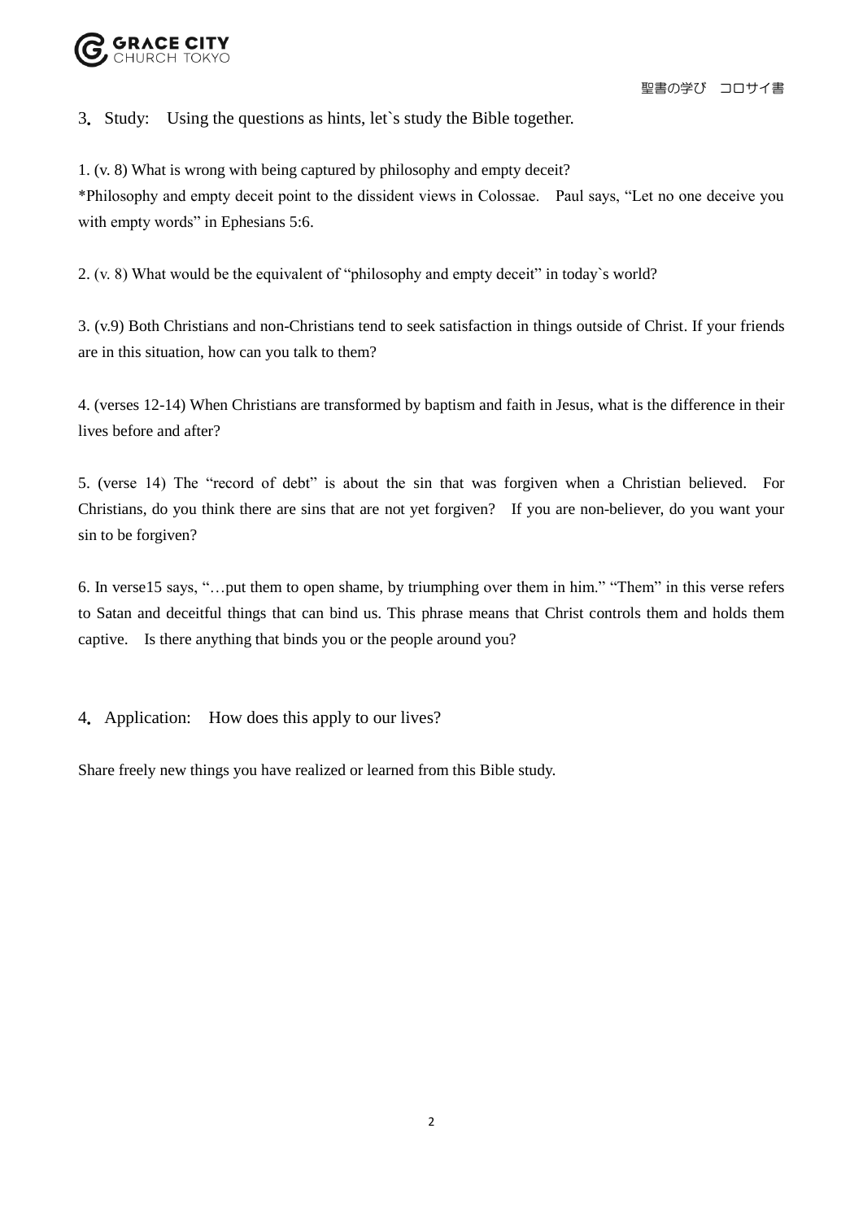## 3. Study: Using the questions as hints, let`s study the Bible together.

1. (v. 8) What is wrong with being captured by philosophy and empty deceit?
*Philosophy and empty deceit point to the dissident views in Colossae. Paul says, "Let no one deceive you with empty words" in Ephesians 5:6.

2. (v. 8) What would be the equivalent of "philosophy and empty deceit" in today`s world?

3. (v.9) Both Christians and non-Christians tend to seek satisfaction in things outside of Christ. If your friends are in this situation, how can you talk to them?

4. (verses 12-14) When Christians are transformed by baptism and faith in Jesus, what is the difference in their lives before and after?

5. (verse 14) The "record of debt" is about the sin that was forgiven when a Christian believed. For Christians, do you think there are sins that are not yet forgiven? If you are non-believer, do you want your sin to be forgiven?

6. In verse15 says, "…put them to open shame, by triumphing over them in him." "Them" in this verse refers to Satan and deceitful things that can bind us. This phrase means that Christ controls them and holds them captive. Is there anything that binds you or the people around you?

## 4. Application: How does this apply to our lives?

Share freely new things you have realized or learned from this Bible study.